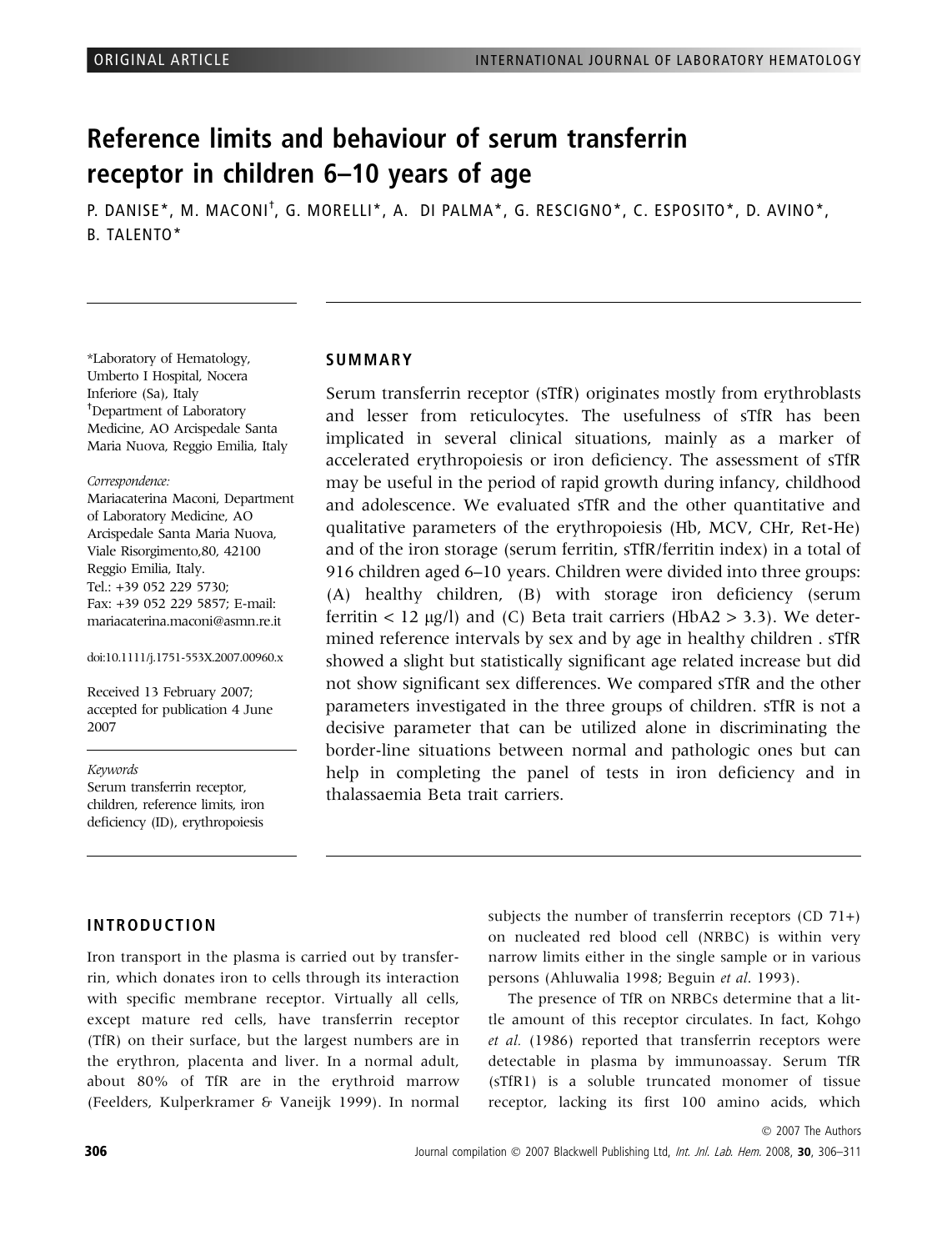# Reference limits and behaviour of serum transferrin receptor in children 6–10 years of age

P. DANISE*, M. MACONI[†], G. MORELLI*, A. DI PALMA*, G. RESCIGNO*, C. ESPOSITO*, D. AVINO*, B. TALENTO*

*Laboratory of Hematology, Umberto I Hospital, Nocera Inferiore (Sa), Italy
[†]Department of Laboratory Medicine, AO Arcispedale Santa Maria Nuova, Reggio Emilia, Italy

*Correspondence:*
Mariacaterina Maconi, Department of Laboratory Medicine, AO Arcispedale Santa Maria Nuova, Viale Risorgimento,80, 42100 Reggio Emilia, Italy.
Tel.: +39 052 229 5730;
Fax: +39 052 229 5857; E-mail: mariacaterina.maconi@asmn.re.it

doi:10.1111/j.1751-553X.2007.00960.x

Received 13 February 2007; accepted for publication 4 June 2007

*Keywords*
Serum transferrin receptor, children, reference limits, iron deficiency (ID), erythropoiesis

## SUMMARY

Serum transferrin receptor (sTfR) originates mostly from erythroblasts and lesser from reticulocytes. The usefulness of sTfR has been implicated in several clinical situations, mainly as a marker of accelerated erythropoiesis or iron deficiency. The assessment of sTfR may be useful in the period of rapid growth during infancy, childhood and adolescence. We evaluated sTfR and the other quantitative and qualitative parameters of the erythropoiesis (Hb, MCV, CHr, Ret-He) and of the iron storage (serum ferritin, sTfR/ferritin index) in a total of 916 children aged 6–10 years. Children were divided into three groups: (A) healthy children, (B) with storage iron deficiency (serum ferritin < 12 μg/l) and (C) Beta trait carriers (HbA2 > 3.3). We determined reference intervals by sex and by age in healthy children . sTfR showed a slight but statistically significant age related increase but did not show significant sex differences. We compared sTfR and the other parameters investigated in the three groups of children. sTfR is not a decisive parameter that can be utilized alone in discriminating the border-line situations between normal and pathologic ones but can help in completing the panel of tests in iron deficiency and in thalassaemia Beta trait carriers.

## INTRODUCTION

Iron transport in the plasma is carried out by transferrin, which donates iron to cells through its interaction with specific membrane receptor. Virtually all cells, except mature red cells, have transferrin receptor (TfR) on their surface, but the largest numbers are in the erythron, placenta and liver. In a normal adult, about 80% of TfR are in the erythroid marrow (Feelders, Kulperkramer & Vaneijk 1999). In normal subjects the number of transferrin receptors (CD 71+) on nucleated red blood cell (NRBC) is within very narrow limits either in the single sample or in various persons (Ahluwalia 1998; Beguin *et al.* 1993).

The presence of TfR on NRBCs determine that a little amount of this receptor circulates. In fact, Kohgo *et al.* (1986) reported that transferrin receptors were detectable in plasma by immunoassay. Serum TfR (sTfR1) is a soluble truncated monomer of tissue receptor, lacking its first 100 amino acids, which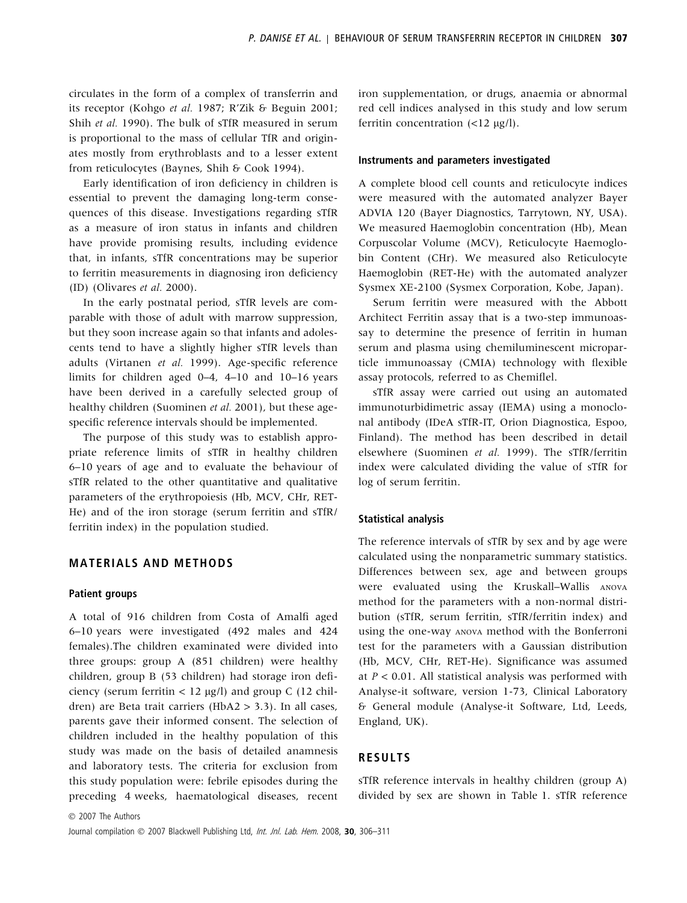circulates in the form of a complex of transferrin and its receptor (Kohgo *et al.* 1987; R'Zik & Beguin 2001; Shih *et al.* 1990). The bulk of sTfR measured in serum is proportional to the mass of cellular TfR and originates mostly from erythroblasts and to a lesser extent from reticulocytes (Baynes, Shih & Cook 1994).

Early identification of iron deficiency in children is essential to prevent the damaging long-term consequences of this disease. Investigations regarding sTfR as a measure of iron status in infants and children have provide promising results, including evidence that, in infants, sTfR concentrations may be superior to ferritin measurements in diagnosing iron deficiency (ID) (Olivares *et al.* 2000).

In the early postnatal period, sTfR levels are comparable with those of adult with marrow suppression, but they soon increase again so that infants and adolescents tend to have a slightly higher sTfR levels than adults (Virtanen *et al.* 1999). Age-specific reference limits for children aged 0–4, 4–10 and 10–16 years have been derived in a carefully selected group of healthy children (Suominen *et al.* 2001), but these age-specific reference intervals should be implemented.

The purpose of this study was to establish appropriate reference limits of sTfR in healthy children 6–10 years of age and to evaluate the behaviour of sTfR related to the other quantitative and qualitative parameters of the erythropoiesis (Hb, MCV, CHr, RET-He) and of the iron storage (serum ferritin and sTfR/ferritin index) in the population studied.

## MATERIALS AND METHODS

### Patient groups

A total of 916 children from Costa of Amalfi aged 6–10 years were investigated (492 males and 424 females).The children examinated were divided into three groups: group A (851 children) were healthy children, group B (53 children) had storage iron deficiency (serum ferritin < 12 μg/l) and group C (12 children) are Beta trait carriers (HbA2 > 3.3). In all cases, parents gave their informed consent. The selection of children included in the healthy population of this study was made on the basis of detailed anamnesis and laboratory tests. The criteria for exclusion from this study population were: febrile episodes during the preceding 4 weeks, haematological diseases, recent iron supplementation, or drugs, anaemia or abnormal red cell indices analysed in this study and low serum ferritin concentration (<12 μg/l).

### Instruments and parameters investigated

A complete blood cell counts and reticulocyte indices were measured with the automated analyzer Bayer ADVIA 120 (Bayer Diagnostics, Tarrytown, NY, USA). We measured Haemoglobin concentration (Hb), Mean Corpuscolar Volume (MCV), Reticulocyte Haemoglobin Content (CHr). We measured also Reticulocyte Haemoglobin (RET-He) with the automated analyzer Sysmex XE-2100 (Sysmex Corporation, Kobe, Japan).

Serum ferritin were measured with the Abbott Architect Ferritin assay that is a two-step immunoassay to determine the presence of ferritin in human serum and plasma using chemiluminescent microparticle immunoassay (CMIA) technology with flexible assay protocols, referred to as Chemiflel.

sTfR assay were carried out using an automated immunoturbidimetric assay (IEMA) using a monoclonal antibody (IDeA sTfR-IT, Orion Diagnostica, Espoo, Finland). The method has been described in detail elsewhere (Suominen *et al.* 1999). The sTfR/ferritin index were calculated dividing the value of sTfR for log of serum ferritin.

### Statistical analysis

The reference intervals of sTfR by sex and by age were calculated using the nonparametric summary statistics. Differences between sex, age and between groups were evaluated using the Kruskall–Wallis ANOVA method for the parameters with a non-normal distribution (sTfR, serum ferritin, sTfR/ferritin index) and using the one-way ANOVA method with the Bonferroni test for the parameters with a Gaussian distribution (Hb, MCV, CHr, RET-He). Significance was assumed at $P < 0.01$. All statistical analysis was performed with Analyse-it software, version 1-73, Clinical Laboratory & General module (Analyse-it Software, Ltd, Leeds, England, UK).

## RESULTS

sTfR reference intervals in healthy children (group A) divided by sex are shown in Table 1. sTfR reference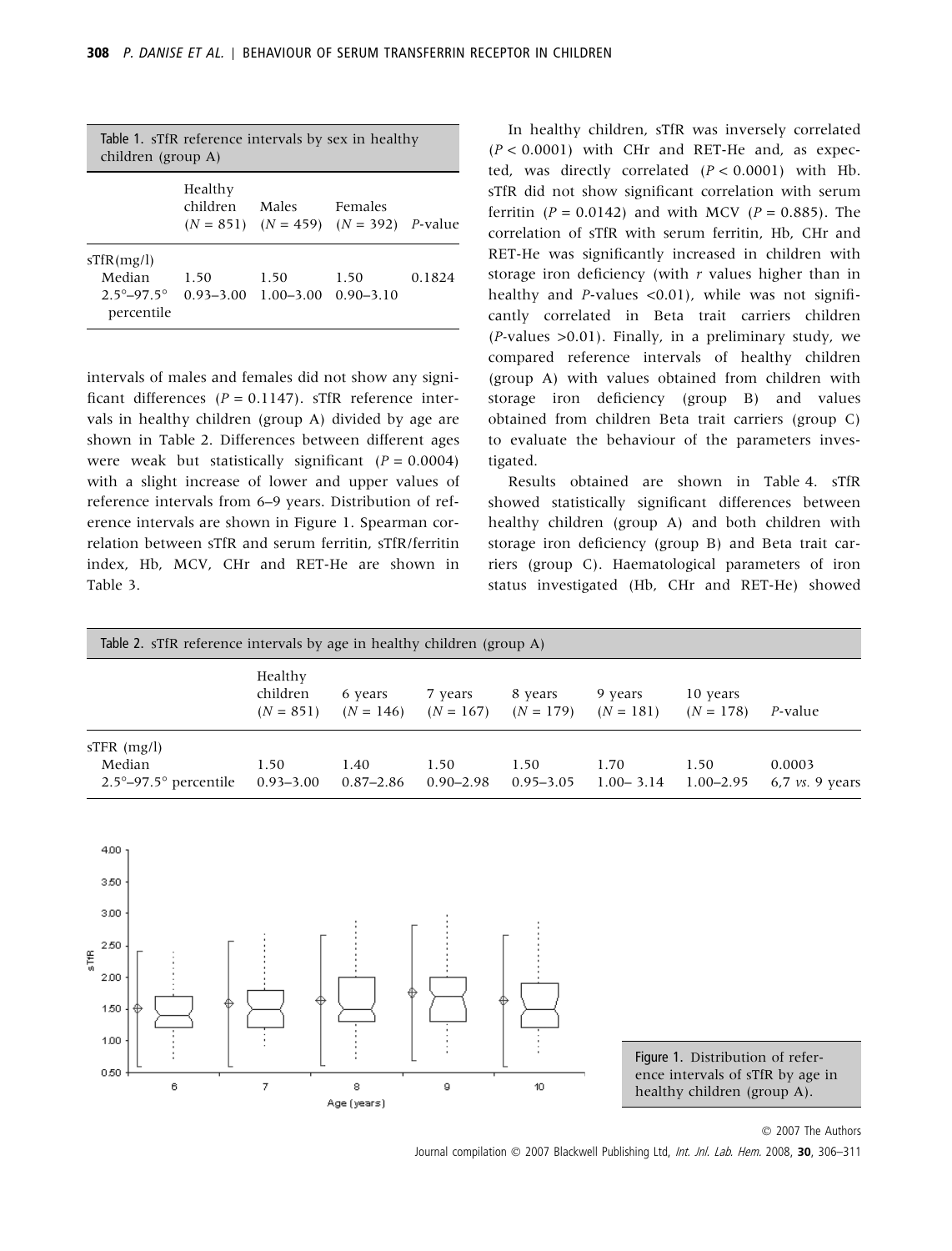Table 1. sTfR reference intervals by sex in healthy children (group A)

| | Healthy children (*N* = 851) | Males (*N* = 459) | Females (*N* = 392) | *P*-value |
|---|---|---|---|---|
| sTfR(mg/l) | | | | |
| Median | 1.50 | 1.50 | 1.50 | 0.1824 |
| 2.5°–97.5° percentile | 0.93–3.00 | 1.00–3.00 | 0.90–3.10 | |

intervals of males and females did not show any significant differences ($P = 0.1147$). sTfR reference intervals in healthy children (group A) divided by age are shown in Table 2. Differences between different ages were weak but statistically significant ($P = 0.0004$) with a slight increase of lower and upper values of reference intervals from 6–9 years. Distribution of reference intervals are shown in Figure 1. Spearman correlation between sTfR and serum ferritin, sTfR/ferritin index, Hb, MCV, CHr and RET-He are shown in Table 3.

In healthy children, sTfR was inversely correlated ($P < 0.0001$) with CHr and RET-He and, as expected, was directly correlated ($P < 0.0001$) with Hb. sTfR did not show significant correlation with serum ferritin ($P = 0.0142$) and with MCV ($P = 0.885$). The correlation of sTfR with serum ferritin, Hb, CHr and RET-He was significantly increased in children with storage iron deficiency (with *r* values higher than in healthy and *P*-values <0.01), while was not significantly correlated in Beta trait carriers children (*P*-values >0.01). Finally, in a preliminary study, we compared reference intervals of healthy children (group A) with values obtained from children with storage iron deficiency (group B) and values obtained from children Beta trait carriers (group C) to evaluate the behaviour of the parameters investigated.

Results obtained are shown in Table 4. sTfR showed statistically significant differences between healthy children (group A) and both children with storage iron deficiency (group B) and Beta trait carriers (group C). Haematological parameters of iron status investigated (Hb, CHr and RET-He) showed

Table 2. sTfR reference intervals by age in healthy children (group A)

| | Healthy children (*N* = 851) | 6 years (*N* = 146) | 7 years (*N* = 167) | 8 years (*N* = 179) | 9 years (*N* = 181) | 10 years (*N* = 178) | *P*-value |
|---|---|---|---|---|---|---|---|
| sTFR (mg/l) | | | | | | | |
| Median | 1.50 | 1.40 | 1.50 | 1.50 | 1.70 | 1.50 | 0.0003 |
| 2.5°–97.5° percentile | 0.93–3.00 | 0.87–2.86 | 0.90–2.98 | 0.95–3.05 | 1.00– 3.14 | 1.00–2.95 | 6,7 *vs.* 9 years |

Figure 1. Distribution of reference intervals of sTfR by age in healthy children (group A).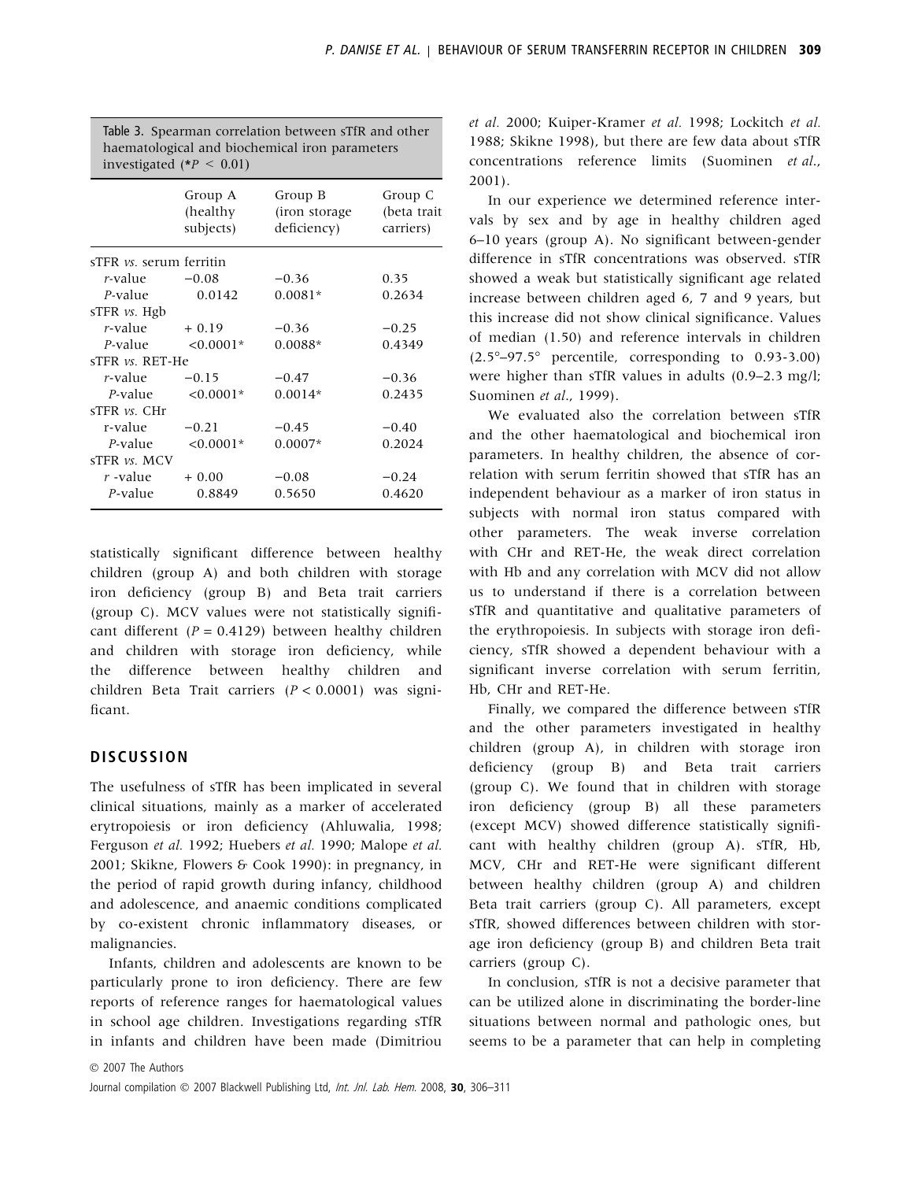Table 3. Spearman correlation between sTfR and other haematological and biochemical iron parameters investigated (*$P < 0.01$)

| | Group A (healthy subjects) | Group B (iron storage deficiency) | Group C (beta trait carriers) |
|---|---|---|---|
| sTFR *vs.* serum ferritin | | | |
| *r*-value | −0.08 | −0.36 | 0.35 |
| *P*-value | 0.0142 | 0.0081* | 0.2634 |
| sTFR *vs.* Hgb | | | |
| *r*-value | + 0.19 | −0.36 | −0.25 |
| *P*-value | <0.0001* | 0.0088* | 0.4349 |
| sTFR *vs.* RET-He | | | |
| *r*-value | −0.15 | −0.47 | −0.36 |
| *P*-value | <0.0001* | 0.0014* | 0.2435 |
| sTFR *vs.* CHr | | | |
| r-value | −0.21 | −0.45 | −0.40 |
| *P*-value | <0.0001* | 0.0007* | 0.2024 |
| sTFR *vs.* MCV | | | |
| *r* -value | + 0.00 | −0.08 | −0.24 |
| *P*-value | 0.8849 | 0.5650 | 0.4620 |

statistically significant difference between healthy children (group A) and both children with storage iron deficiency (group B) and Beta trait carriers (group C). MCV values were not statistically significant different ($P = 0.4129$) between healthy children and children with storage iron deficiency, while the difference between healthy children and children Beta Trait carriers ($P < 0.0001$) was significant.

## DISCUSSION

The usefulness of sTfR has been implicated in several clinical situations, mainly as a marker of accelerated erytropoiesis or iron deficiency (Ahluwalia, 1998; Ferguson *et al.* 1992; Huebers *et al.* 1990; Malope *et al.* 2001; Skikne, Flowers & Cook 1990): in pregnancy, in the period of rapid growth during infancy, childhood and adolescence, and anaemic conditions complicated by co-existent chronic inflammatory diseases, or malignancies.

Infants, children and adolescents are known to be particularly prone to iron deficiency. There are few reports of reference ranges for haematological values in school age children. Investigations regarding sTfR in infants and children have been made (Dimitriou *et al.* 2000; Kuiper-Kramer *et al.* 1998; Lockitch *et al.* 1988; Skikne 1998), but there are few data about sTfR concentrations reference limits (Suominen *et al.*, 2001).

In our experience we determined reference intervals by sex and by age in healthy children aged 6–10 years (group A). No significant between-gender difference in sTfR concentrations was observed. sTfR showed a weak but statistically significant age related increase between children aged 6, 7 and 9 years, but this increase did not show clinical significance. Values of median (1.50) and reference intervals in children (2.5°–97.5° percentile, corresponding to 0.93-3.00) were higher than sTfR values in adults (0.9–2.3 mg/l; Suominen *et al.*, 1999).

We evaluated also the correlation between sTfR and the other haematological and biochemical iron parameters. In healthy children, the absence of correlation with serum ferritin showed that sTfR has an independent behaviour as a marker of iron status in subjects with normal iron status compared with other parameters. The weak inverse correlation with CHr and RET-He, the weak direct correlation with Hb and any correlation with MCV did not allow us to understand if there is a correlation between sTfR and quantitative and qualitative parameters of the erythropoiesis. In subjects with storage iron deficiency, sTfR showed a dependent behaviour with a significant inverse correlation with serum ferritin, Hb, CHr and RET-He.

Finally, we compared the difference between sTfR and the other parameters investigated in healthy children (group A), in children with storage iron deficiency (group B) and Beta trait carriers (group C). We found that in children with storage iron deficiency (group B) all these parameters (except MCV) showed difference statistically significant with healthy children (group A). sTfR, Hb, MCV, CHr and RET-He were significant different between healthy children (group A) and children Beta trait carriers (group C). All parameters, except sTfR, showed differences between children with storage iron deficiency (group B) and children Beta trait carriers (group C).

In conclusion, sTfR is not a decisive parameter that can be utilized alone in discriminating the border-line situations between normal and pathologic ones, but seems to be a parameter that can help in completing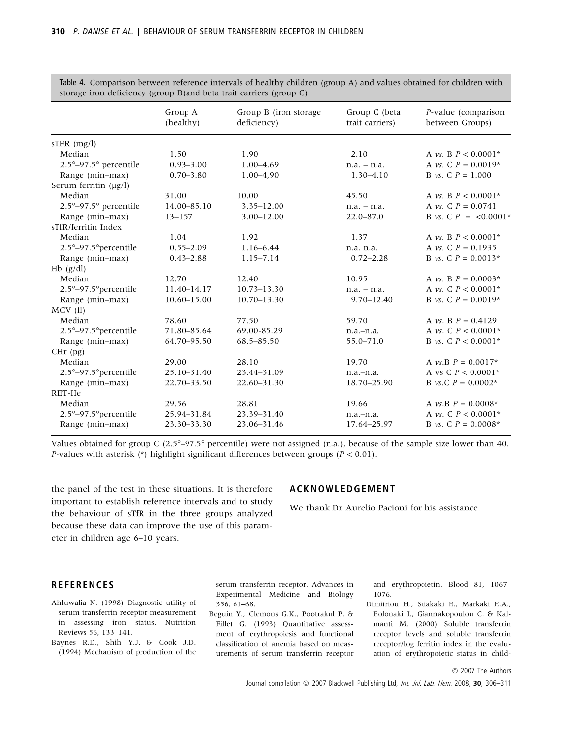Table 4. Comparison between reference intervals of healthy children (group A) and values obtained for children with storage iron deficiency (group B)and beta trait carriers (group C)

| | Group A (healthy) | Group B (iron storage deficiency) | Group C (beta trait carriers) | *P*-value (comparison between Groups) |
|---|---|---|---|---|
| sTFR (mg/l) | | | | |
| Median | 1.50 | 1.90 | 2.10 | A *vs.* B $P < 0.0001$* |
| 2.5°–97.5° percentile | 0.93–3.00 | 1.00–4.69 | n.a. – n.a. | A *vs.* C $P = 0.0019$* |
| Range (min–max) | 0.70–3.80 | 1.00–4,90 | 1.30–4.10 | B *vs.* C $P = 1.000$ |
| Serum ferritin (μg/l) | | | | |
| Median | 31.00 | 10.00 | 45.50 | A *vs.* B $P < 0.0001$* |
| 2.5°–97.5° percentile | 14.00–85.10 | 3.35–12.00 | n.a. – n.a. | A *vs.* C $P = 0.0741$ |
| Range (min–max) | 13–157 | 3.00–12.00 | 22.0–87.0 | B *vs.* C $P = <0.0001$* |
| sTfR/ferritin Index | | | | |
| Median | 1.04 | 1.92 | 1.37 | A *vs.* B $P < 0.0001$* |
| 2.5°–97.5°percentile | 0.55–2.09 | 1.16–6.44 | n.a. n.a. | A *vs.* C $P = 0.1935$ |
| Range (min–max) | 0.43–2.88 | 1.15–7.14 | 0.72–2.28 | B *vs.* C $P = 0.0013$* |
| Hb (g/dl) | | | | |
| Median | 12.70 | 12.40 | 10.95 | A *vs.* B $P = 0.0003$* |
| 2.5°–97.5°percentile | 11.40–14.17 | 10.73–13.30 | n.a. – n.a. | A *vs.* C $P < 0.0001$* |
| Range (min–max) | 10.60–15.00 | 10.70–13.30 | 9.70–12.40 | B *vs.* C $P = 0.0019$* |
| MCV (fl) | | | | |
| Median | 78.60 | 77.50 | 59.70 | A *vs.* B $P = 0.4129$ |
| 2.5°–97.5°percentile | 71.80–85.64 | 69.00-85.29 | n.a.–n.a. | A *vs.* C $P < 0.0001$* |
| Range (min–max) | 64.70–95.50 | 68.5–85.50 | 55.0–71.0 | B *vs.* C $P < 0.0001$* |
| CHr (pg) | | | | |
| Median | 29.00 | 28.10 | 19.70 | A *vs.*B $P = 0.0017$* |
| 2.5°–97.5°percentile | 25.10–31.40 | 23.44–31.09 | n.a.–n.a. | A vs C $P < 0.0001$* |
| Range (min–max) | 22.70–33.50 | 22.60–31.30 | 18.70–25.90 | B *vs.*C $P = 0.0002$* |
| RET-He | | | | |
| Median | 29.56 | 28.81 | 19.66 | A *vs.*B $P = 0.0008$* |
| 2.5°–97.5°percentile | 25.94–31.84 | 23.39–31.40 | n.a.–n.a. | A *vs.* C $P < 0.0001$* |
| Range (min–max) | 23.30–33.30 | 23.06–31.46 | 17.64–25.97 | B *vs.* C $P = 0.0008$* |

Values obtained for group C (2.5°–97.5° percentile) were not assigned (n.a.), because of the sample size lower than 40. *P*-values with asterisk (*) highlight significant differences between groups ($P < 0.01$).

the panel of the test in these situations. It is therefore important to establish reference intervals and to study the behaviour of sTfR in the three groups analyzed because these data can improve the use of this parameter in children age 6–10 years.

## ACKNOWLEDGEMENT

We thank Dr Aurelio Pacioni for his assistance.

## REFERENCES

Ahluwalia N. (1998) Diagnostic utility of serum transferrin receptor measurement in assessing iron status. Nutrition Reviews 56, 133–141.

Baynes R.D., Shih Y.J. & Cook J.D. (1994) Mechanism of production of the serum transferrin receptor. Advances in Experimental Medicine and Biology 356, 61–68.

Beguin Y., Clemons G.K., Pootrakul P. & Fillet G. (1993) Quantitative assessment of erythropoiesis and functional classification of anemia based on measurements of serum transferrin receptor and erythropoietin. Blood 81, 1067–1076.

Dimitriou H., Stiakaki E., Markaki E.A., Bolonaki I., Giannakopoulou C. & Kalmanti M. (2000) Soluble transferrin receptor levels and soluble transferrin receptor/log ferritin index in the evaluation of erythropoietic status in child-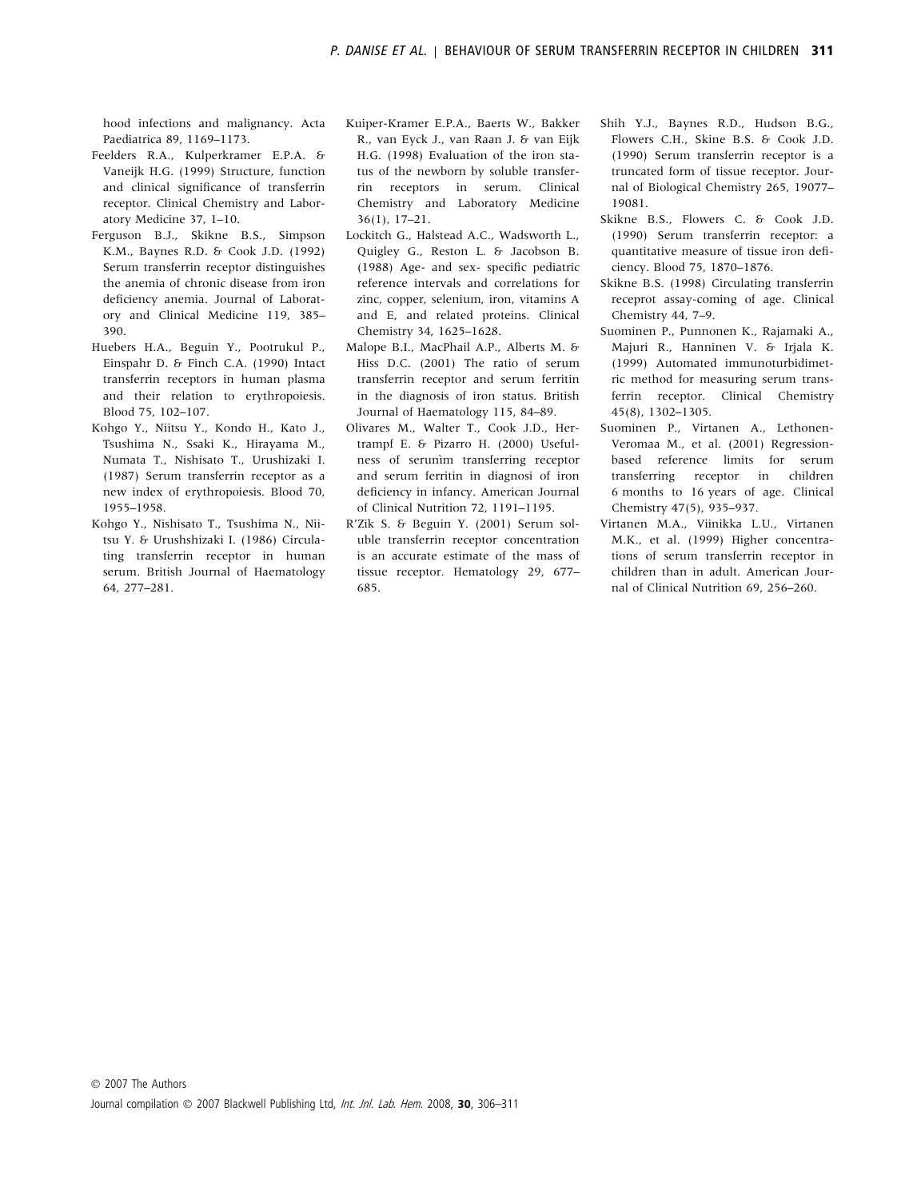hood infections and malignancy. Acta Paediatrica 89, 1169–1173.

Feelders R.A., Kulperkramer E.P.A. & Vaneijk H.G. (1999) Structure, function and clinical significance of transferrin receptor. Clinical Chemistry and Laboratory Medicine 37, 1–10.

Ferguson B.J., Skikne B.S., Simpson K.M., Baynes R.D. & Cook J.D. (1992) Serum transferrin receptor distinguishes the anemia of chronic disease from iron deficiency anemia. Journal of Laboratory and Clinical Medicine 119, 385–390.

Huebers H.A., Beguin Y., Pootrukul P., Einspahr D. & Finch C.A. (1990) Intact transferrin receptors in human plasma and their relation to erythropoiesis. Blood 75, 102–107.

Kohgo Y., Niitsu Y., Kondo H., Kato J., Tsushima N., Ssaki K., Hirayama M., Numata T., Nishisato T., Urushizaki I. (1987) Serum transferrin receptor as a new index of erythropoiesis. Blood 70, 1955–1958.

Kohgo Y., Nishisato T., Tsushima N., Niitsu Y. & Urushshizaki I. (1986) Circulating transferrin receptor in human serum. British Journal of Haematology 64, 277–281.

Kuiper-Kramer E.P.A., Baerts W., Bakker R., van Eyck J., van Raan J. & van Eijk H.G. (1998) Evaluation of the iron status of the newborn by soluble transferrin receptors in serum. Clinical Chemistry and Laboratory Medicine 36(1), 17–21.

Lockitch G., Halstead A.C., Wadsworth L., Quigley G., Reston L. & Jacobson B. (1988) Age- and sex- specific pediatric reference intervals and correlations for zinc, copper, selenium, iron, vitamins A and E, and related proteins. Clinical Chemistry 34, 1625–1628.

Malope B.I., MacPhail A.P., Alberts M. & Hiss D.C. (2001) The ratio of serum transferrin receptor and serum ferritin in the diagnosis of iron status. British Journal of Haematology 115, 84–89.

Olivares M., Walter T., Cook J.D., Hertrampf E. & Pizarro H. (2000) Usefulness of serunìm transferring receptor and serum ferritin in diagnosi of iron deficiency in infancy. American Journal of Clinical Nutrition 72, 1191–1195.

R'Zik S. & Beguin Y. (2001) Serum soluble transferrin receptor concentration is an accurate estimate of the mass of tissue receptor. Hematology 29, 677–685.

Shih Y.J., Baynes R.D., Hudson B.G., Flowers C.H., Skine B.S. & Cook J.D. (1990) Serum transferrin receptor is a truncated form of tissue receptor. Journal of Biological Chemistry 265, 19077–19081.

Skikne B.S., Flowers C. & Cook J.D. (1990) Serum transferrin receptor: a quantitative measure of tissue iron deficiency. Blood 75, 1870–1876.

Skikne B.S. (1998) Circulating transferrin receprot assay-coming of age. Clinical Chemistry 44, 7–9.

Suominen P., Punnonen K., Rajamaki A., Majuri R., Hanninen V. & Irjala K. (1999) Automated immunoturbidimetric method for measuring serum transferrin receptor. Clinical Chemistry 45(8), 1302–1305.

Suominen P., Virtanen A., Lethonen-Veromaa M., et al. (2001) Regression-based reference limits for serum transferring receptor in children 6 months to 16 years of age. Clinical Chemistry 47(5), 935–937.

Virtanen M.A., Viinikka L.U., Virtanen M.K., et al. (1999) Higher concentrations of serum transferrin receptor in children than in adult. American Journal of Clinical Nutrition 69, 256–260.